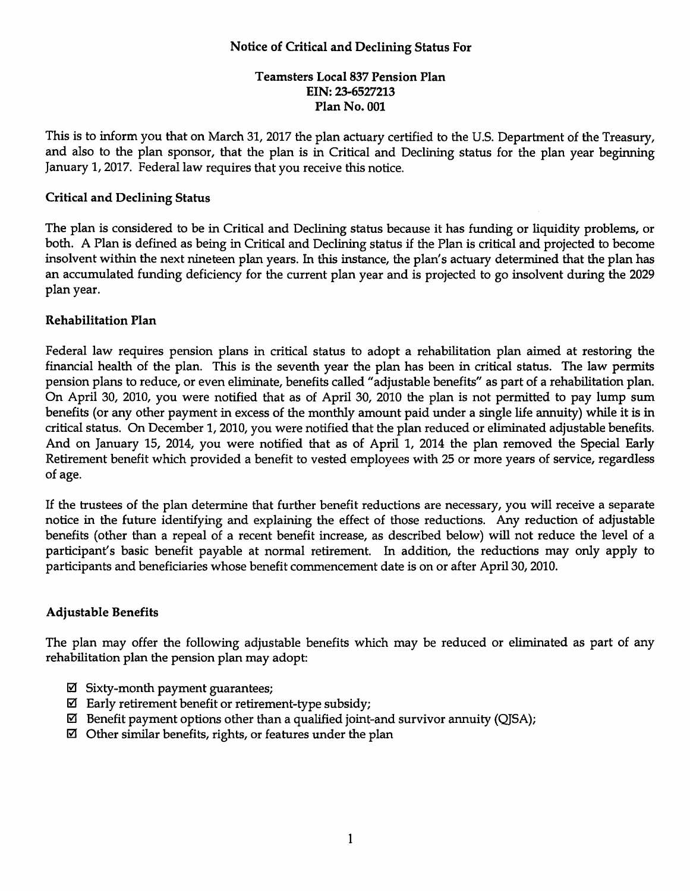# Notice of Critical and Declining Status For

## Teamsters Local 837 Pension Plan
## EIN: 23-6527213
## Plan No. 001

This is to inform you that on March 31, 2017 the plan actuary certified to the U.S. Department of the Treasury, and also to the plan sponsor, that the plan is in Critical and Declining status for the plan year beginning January 1, 2017. Federal law requires that you receive this notice.

### Critical and Declining Status

The plan is considered to be in Critical and Declining status because it has funding or liquidity problems, or both. A Plan is defined as being in Critical and Declining status if the Plan is critical and projected to become insolvent within the next nineteen plan years. In this instance, the plan's actuary determined that the plan has an accumulated funding deficiency for the current plan year and is projected to go insolvent during the 2029 plan year.

### Rehabilitation Plan

Federal law requires pension plans in critical status to adopt a rehabilitation plan aimed at restoring the financial health of the plan. This is the seventh year the plan has been in critical status. The law permits pension plans to reduce, or even eliminate, benefits called "adjustable benefits" as part of a rehabilitation plan. On April 30, 2010, you were notified that as of April 30, 2010 the plan is not permitted to pay lump sum benefits (or any other payment in excess of the monthly amount paid under a single life annuity) while it is in critical status. On December 1, 2010, you were notified that the plan reduced or eliminated adjustable benefits. And on January 15, 2014, you were notified that as of April 1, 2014 the plan removed the Special Early Retirement benefit which provided a benefit to vested employees with 25 or more years of service, regardless of age.

If the trustees of the plan determine that further benefit reductions are necessary, you will receive a separate notice in the future identifying and explaining the effect of those reductions. Any reduction of adjustable benefits (other than a repeal of a recent benefit increase, as described below) will not reduce the level of a participant's basic benefit payable at normal retirement. In addition, the reductions may only apply to participants and beneficiaries whose benefit commencement date is on or after April 30, 2010.

### Adjustable Benefits

The plan may offer the following adjustable benefits which may be reduced or eliminated as part of any rehabilitation plan the pension plan may adopt:

- ☑ Sixty-month payment guarantees;
- ☑ Early retirement benefit or retirement-type subsidy;
- ☑ Benefit payment options other than a qualified joint-and survivor annuity (QJSA);
- ☑ Other similar benefits, rights, or features under the plan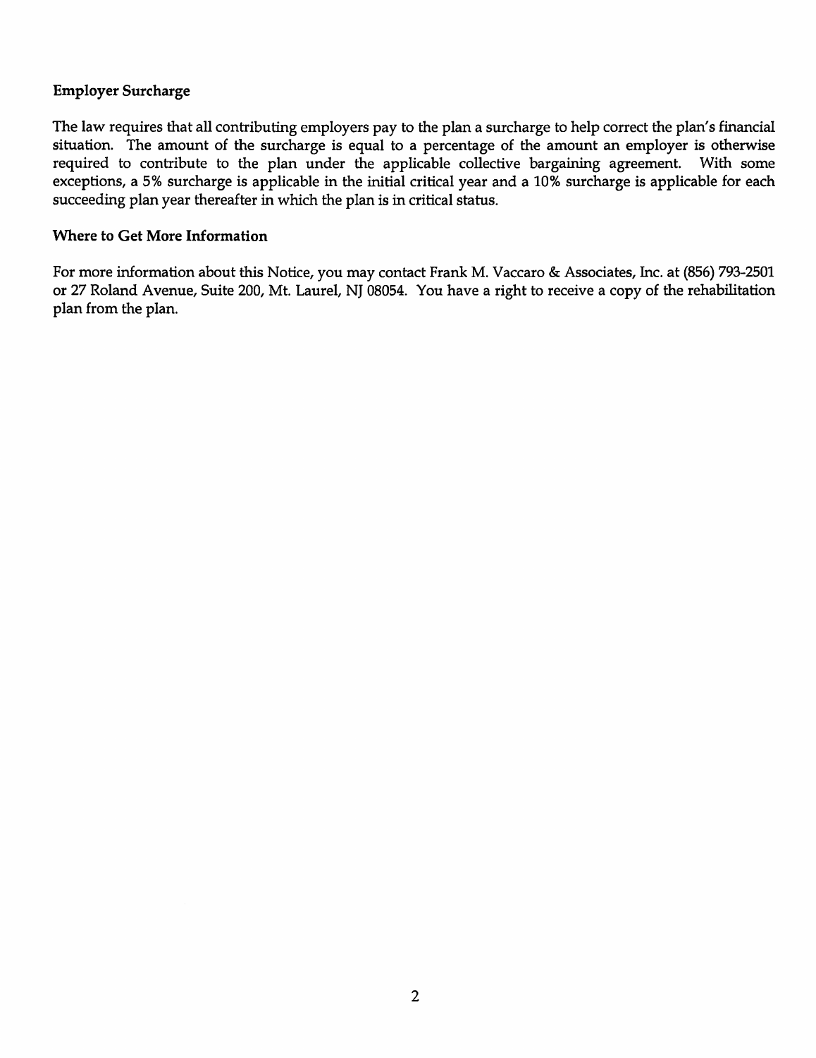**Employer Surcharge**

The law requires that all contributing employers pay to the plan a surcharge to help correct the plan's financial situation. The amount of the surcharge is equal to a percentage of the amount an employer is otherwise required to contribute to the plan under the applicable collective bargaining agreement. With some exceptions, a 5% surcharge is applicable in the initial critical year and a 10% surcharge is applicable for each succeeding plan year thereafter in which the plan is in critical status.

**Where to Get More Information**

For more information about this Notice, you may contact Frank M. Vaccaro & Associates, Inc. at (856) 793-2501 or 27 Roland Avenue, Suite 200, Mt. Laurel, NJ 08054. You have a right to receive a copy of the rehabilitation plan from the plan.